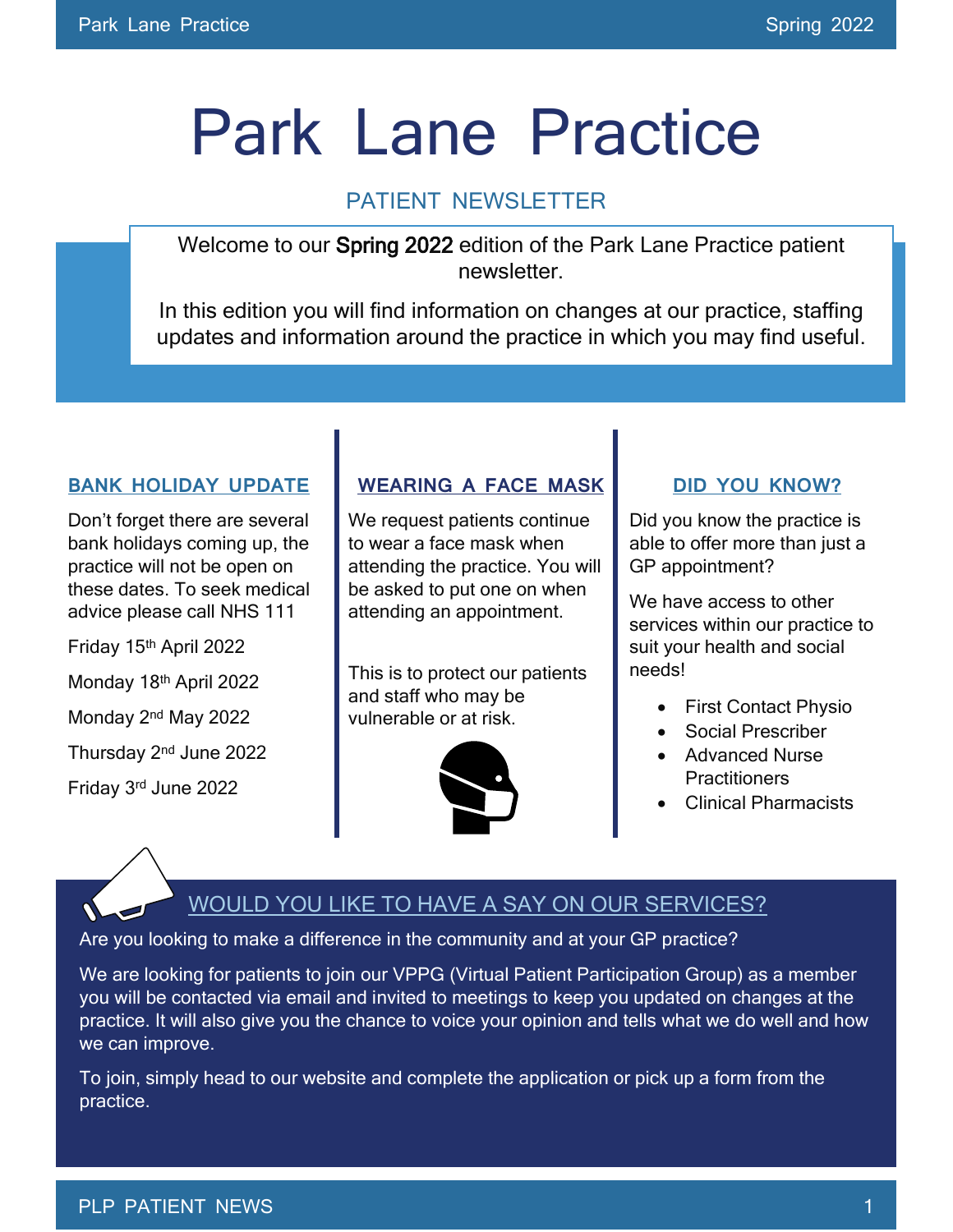# Park Lane Practice

## PATIENT NEWSLETTER

Welcome to our Spring 2022 edition of the Park Lane Practice patient newsletter.

In this edition you will find information on changes at our practice, staffing updates and information around the practice in which you may find useful.

### BANK HOLIDAY UPDATE

Don't forget there are several bank holidays coming up, the practice will not be open on these dates. To seek medical advice please call NHS 111

Friday 15th April 2022

Monday 18th April 2022

Monday 2nd May 2022

Thursday 2nd June 2022

Friday 3rd June 2022

### WEARING A FACE MASK

We request patients continue to wear a face mask when attending the practice. You will be asked to put one on when attending an appointment.

This is to protect our patients and staff who may be vulnerable or at risk.

### DID YOU KNOW?

Did you know the practice is able to offer more than just a GP appointment?

We have access to other services within our practice to suit your health and social needs!

- First Contact Physio
- Social Prescriber
- Advanced Nurse Practitioners
- Clinical Pharmacists

### WOULD YOU LIKE TO HAVE A SAY ON OUR SERVICES?

Are you looking to make a difference in the community and at your GP practice?

We are looking for patients to join our VPPG (Virtual Patient Participation Group) as a member you will be contacted via email and invited to meetings to keep you updated on changes at the practice. It will also give you the chance to voice your opinion and tells what we do well and how we can improve.

To join, simply head to our website and complete the application or pick up a form from the practice.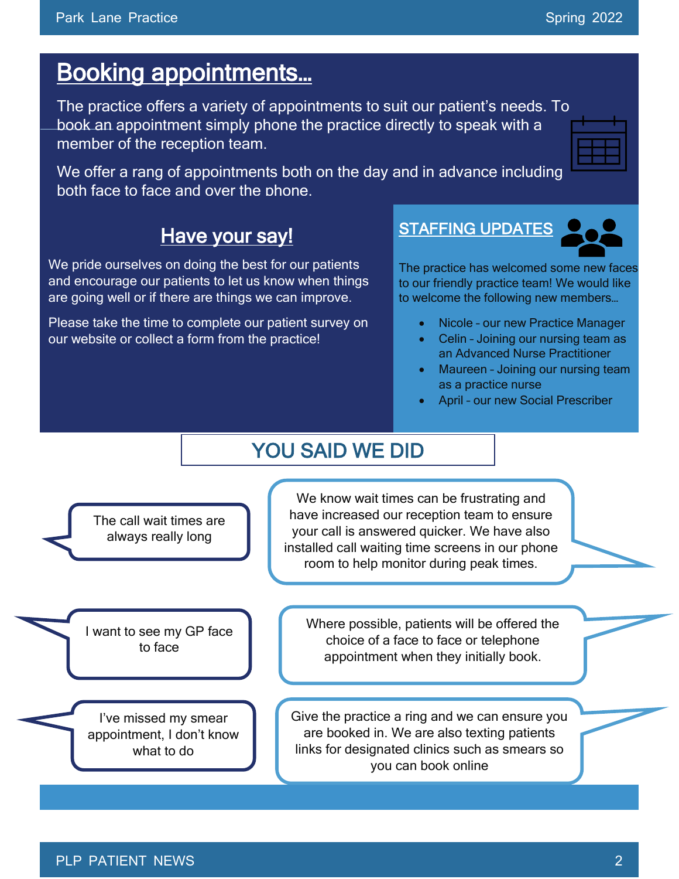## Booking appointments…

The practice offers a variety of appointments to suit our patient's needs. To book an appointment simply phone the practice directly to speak with a member of the reception team.

We offer a rang of appointments both on the day and in advance including both face to face and over the phone.

## Have your say!

We pride ourselves on doing the best for our patients and encourage our patients to let us know when things are going well or if there are things we can improve.

Please take the time to complete our patient survey on our website or collect a form from the practice!

## STAFFING UPDATES

The practice has welcomed some new faces to our friendly practice team! We would like to welcome the following new members…

- Nicole – our new Practice Manager
- Celin – Joining our nursing team as an Advanced Nurse Practitioner
- Maureen – Joining our nursing team as a practice nurse
- April – our new Social Prescriber

## YOU SAID WE DID

**The call wait times are always really long**

We know wait times can be frustrating and have increased our reception team to ensure your call is answered quicker. We have also installed call waiting time screens in our phone room to help monitor during peak times.

**I want to see my GP face to face**

Where possible, patients will be offered the choice of a face to face or telephone appointment when they initially book.

**I've missed my smear appointment, I don't know what to do**

Give the practice a ring and we can ensure you are booked in. We are also texting patients links for designated clinics such as smears so you can book online